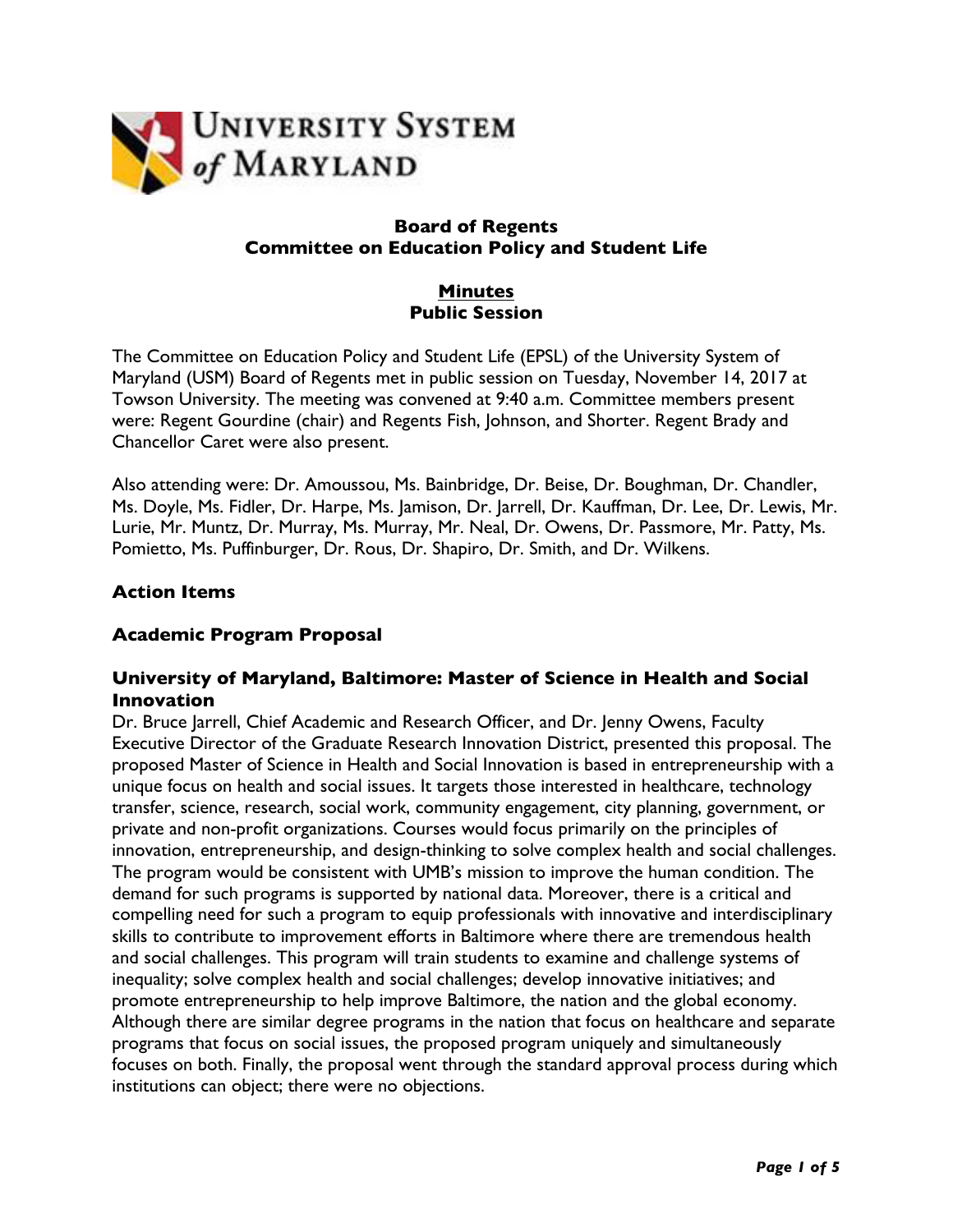UNIVERSITY SYSTEM of MARYLAND

# Board of Regents
# Committee on Education Policy and Student Life

## Minutes
## Public Session

The Committee on Education Policy and Student Life (EPSL) of the University System of Maryland (USM) Board of Regents met in public session on Tuesday, November 14, 2017 at Towson University. The meeting was convened at 9:40 a.m. Committee members present were: Regent Gourdine (chair) and Regents Fish, Johnson, and Shorter. Regent Brady and Chancellor Caret were also present.

Also attending were: Dr. Amoussou, Ms. Bainbridge, Dr. Beise, Dr. Boughman, Dr. Chandler, Ms. Doyle, Ms. Fidler, Dr. Harpe, Ms. Jamison, Dr. Jarrell, Dr. Kauffman, Dr. Lee, Dr. Lewis, Mr. Lurie, Mr. Muntz, Dr. Murray, Ms. Murray, Mr. Neal, Dr. Owens, Dr. Passmore, Mr. Patty, Ms. Pomietto, Ms. Puffinburger, Dr. Rous, Dr. Shapiro, Dr. Smith, and Dr. Wilkens.

### Action Items

### Academic Program Proposal

### University of Maryland, Baltimore: Master of Science in Health and Social Innovation

Dr. Bruce Jarrell, Chief Academic and Research Officer, and Dr. Jenny Owens, Faculty Executive Director of the Graduate Research Innovation District, presented this proposal. The proposed Master of Science in Health and Social Innovation is based in entrepreneurship with a unique focus on health and social issues. It targets those interested in healthcare, technology transfer, science, research, social work, community engagement, city planning, government, or private and non-profit organizations. Courses would focus primarily on the principles of innovation, entrepreneurship, and design-thinking to solve complex health and social challenges. The program would be consistent with UMB's mission to improve the human condition. The demand for such programs is supported by national data. Moreover, there is a critical and compelling need for such a program to equip professionals with innovative and interdisciplinary skills to contribute to improvement efforts in Baltimore where there are tremendous health and social challenges. This program will train students to examine and challenge systems of inequality; solve complex health and social challenges; develop innovative initiatives; and promote entrepreneurship to help improve Baltimore, the nation and the global economy. Although there are similar degree programs in the nation that focus on healthcare and separate programs that focus on social issues, the proposed program uniquely and simultaneously focuses on both. Finally, the proposal went through the standard approval process during which institutions can object; there were no objections.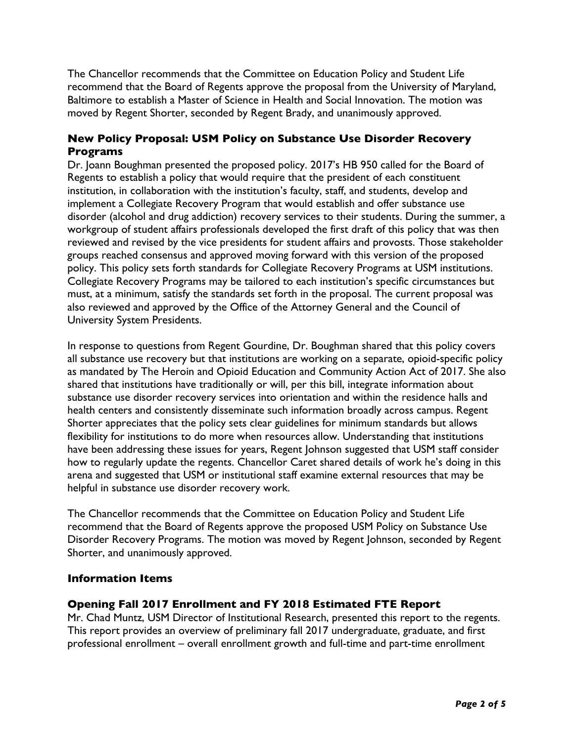The Chancellor recommends that the Committee on Education Policy and Student Life recommend that the Board of Regents approve the proposal from the University of Maryland, Baltimore to establish a Master of Science in Health and Social Innovation. The motion was moved by Regent Shorter, seconded by Regent Brady, and unanimously approved.

### New Policy Proposal: USM Policy on Substance Use Disorder Recovery Programs

Dr. Joann Boughman presented the proposed policy. 2017's HB 950 called for the Board of Regents to establish a policy that would require that the president of each constituent institution, in collaboration with the institution's faculty, staff, and students, develop and implement a Collegiate Recovery Program that would establish and offer substance use disorder (alcohol and drug addiction) recovery services to their students. During the summer, a workgroup of student affairs professionals developed the first draft of this policy that was then reviewed and revised by the vice presidents for student affairs and provosts. Those stakeholder groups reached consensus and approved moving forward with this version of the proposed policy. This policy sets forth standards for Collegiate Recovery Programs at USM institutions. Collegiate Recovery Programs may be tailored to each institution's specific circumstances but must, at a minimum, satisfy the standards set forth in the proposal. The current proposal was also reviewed and approved by the Office of the Attorney General and the Council of University System Presidents.

In response to questions from Regent Gourdine, Dr. Boughman shared that this policy covers all substance use recovery but that institutions are working on a separate, opioid-specific policy as mandated by The Heroin and Opioid Education and Community Action Act of 2017. She also shared that institutions have traditionally or will, per this bill, integrate information about substance use disorder recovery services into orientation and within the residence halls and health centers and consistently disseminate such information broadly across campus. Regent Shorter appreciates that the policy sets clear guidelines for minimum standards but allows flexibility for institutions to do more when resources allow. Understanding that institutions have been addressing these issues for years, Regent Johnson suggested that USM staff consider how to regularly update the regents. Chancellor Caret shared details of work he's doing in this arena and suggested that USM or institutional staff examine external resources that may be helpful in substance use disorder recovery work.

The Chancellor recommends that the Committee on Education Policy and Student Life recommend that the Board of Regents approve the proposed USM Policy on Substance Use Disorder Recovery Programs. The motion was moved by Regent Johnson, seconded by Regent Shorter, and unanimously approved.

### Information Items

### Opening Fall 2017 Enrollment and FY 2018 Estimated FTE Report

Mr. Chad Muntz, USM Director of Institutional Research, presented this report to the regents. This report provides an overview of preliminary fall 2017 undergraduate, graduate, and first professional enrollment – overall enrollment growth and full-time and part-time enrollment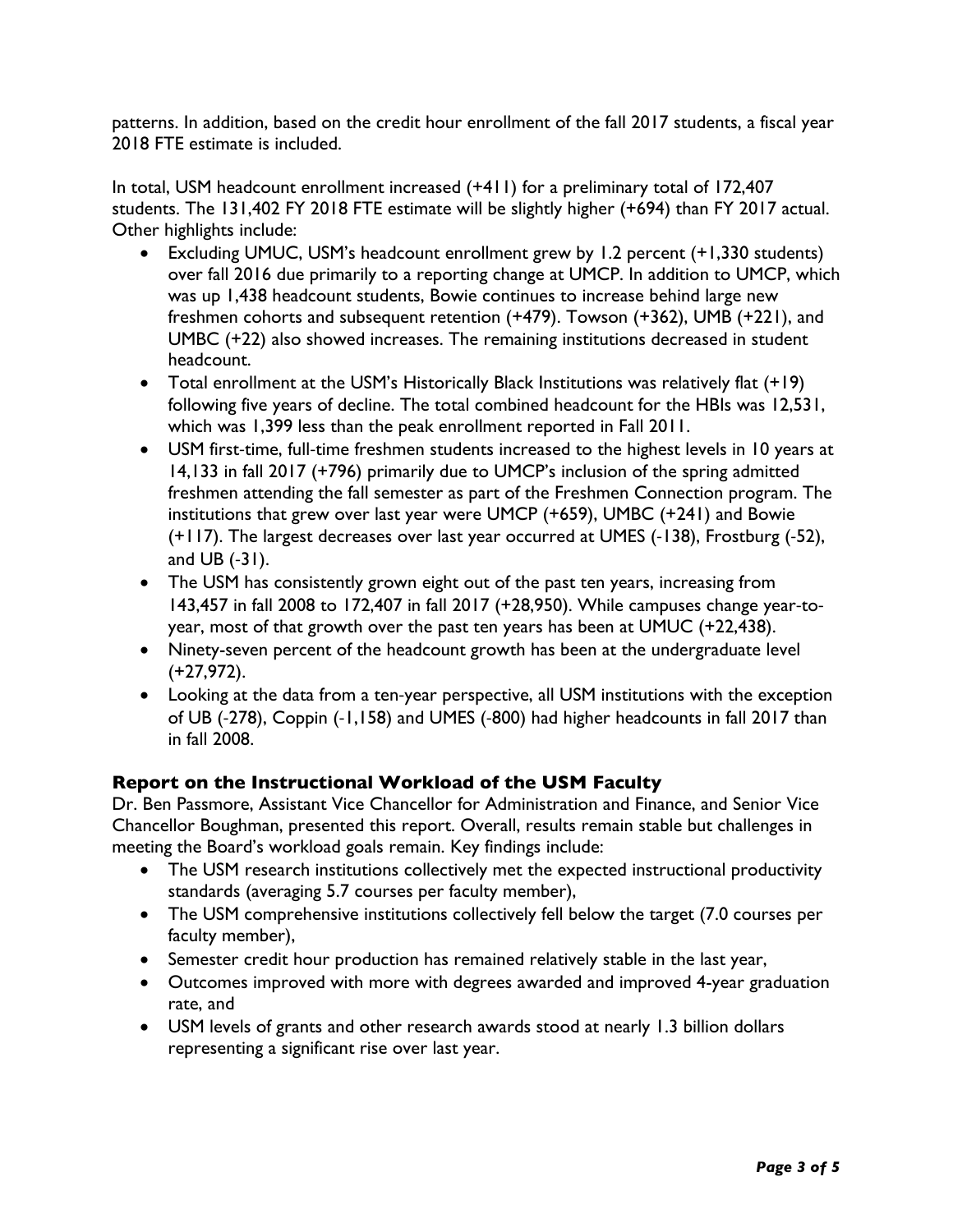patterns. In addition, based on the credit hour enrollment of the fall 2017 students, a fiscal year 2018 FTE estimate is included.

In total, USM headcount enrollment increased (+411) for a preliminary total of 172,407 students. The 131,402 FY 2018 FTE estimate will be slightly higher (+694) than FY 2017 actual. Other highlights include:

- Excluding UMUC, USM's headcount enrollment grew by 1.2 percent (+1,330 students) over fall 2016 due primarily to a reporting change at UMCP. In addition to UMCP, which was up 1,438 headcount students, Bowie continues to increase behind large new freshmen cohorts and subsequent retention (+479). Towson (+362), UMB (+221), and UMBC (+22) also showed increases. The remaining institutions decreased in student headcount.
- Total enrollment at the USM's Historically Black Institutions was relatively flat (+19) following five years of decline. The total combined headcount for the HBIs was 12,531, which was 1,399 less than the peak enrollment reported in Fall 2011.
- USM first-time, full-time freshmen students increased to the highest levels in 10 years at 14,133 in fall 2017 (+796) primarily due to UMCP's inclusion of the spring admitted freshmen attending the fall semester as part of the Freshmen Connection program. The institutions that grew over last year were UMCP (+659), UMBC (+241) and Bowie (+117). The largest decreases over last year occurred at UMES (-138), Frostburg (-52), and UB (-31).
- The USM has consistently grown eight out of the past ten years, increasing from 143,457 in fall 2008 to 172,407 in fall 2017 (+28,950). While campuses change year-to-year, most of that growth over the past ten years has been at UMUC (+22,438).
- Ninety-seven percent of the headcount growth has been at the undergraduate level (+27,972).
- Looking at the data from a ten-year perspective, all USM institutions with the exception of UB (-278), Coppin (-1,158) and UMES (-800) had higher headcounts in fall 2017 than in fall 2008.

### Report on the Instructional Workload of the USM Faculty

Dr. Ben Passmore, Assistant Vice Chancellor for Administration and Finance, and Senior Vice Chancellor Boughman, presented this report. Overall, results remain stable but challenges in meeting the Board's workload goals remain. Key findings include:

- The USM research institutions collectively met the expected instructional productivity standards (averaging 5.7 courses per faculty member),
- The USM comprehensive institutions collectively fell below the target (7.0 courses per faculty member),
- Semester credit hour production has remained relatively stable in the last year,
- Outcomes improved with more with degrees awarded and improved 4-year graduation rate, and
- USM levels of grants and other research awards stood at nearly 1.3 billion dollars representing a significant rise over last year.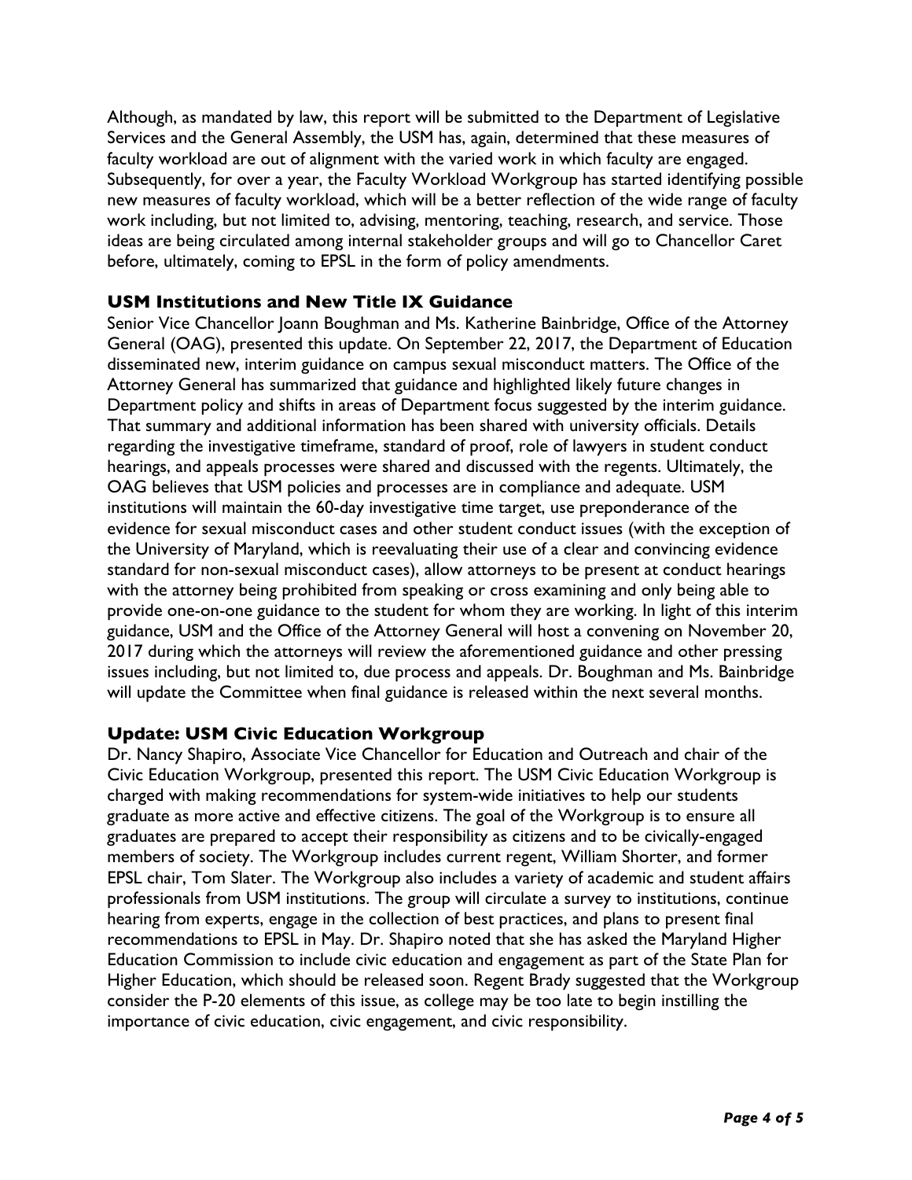Although, as mandated by law, this report will be submitted to the Department of Legislative Services and the General Assembly, the USM has, again, determined that these measures of faculty workload are out of alignment with the varied work in which faculty are engaged. Subsequently, for over a year, the Faculty Workload Workgroup has started identifying possible new measures of faculty workload, which will be a better reflection of the wide range of faculty work including, but not limited to, advising, mentoring, teaching, research, and service. Those ideas are being circulated among internal stakeholder groups and will go to Chancellor Caret before, ultimately, coming to EPSL in the form of policy amendments.

### USM Institutions and New Title IX Guidance

Senior Vice Chancellor Joann Boughman and Ms. Katherine Bainbridge, Office of the Attorney General (OAG), presented this update. On September 22, 2017, the Department of Education disseminated new, interim guidance on campus sexual misconduct matters. The Office of the Attorney General has summarized that guidance and highlighted likely future changes in Department policy and shifts in areas of Department focus suggested by the interim guidance. That summary and additional information has been shared with university officials. Details regarding the investigative timeframe, standard of proof, role of lawyers in student conduct hearings, and appeals processes were shared and discussed with the regents. Ultimately, the OAG believes that USM policies and processes are in compliance and adequate. USM institutions will maintain the 60-day investigative time target, use preponderance of the evidence for sexual misconduct cases and other student conduct issues (with the exception of the University of Maryland, which is reevaluating their use of a clear and convincing evidence standard for non-sexual misconduct cases), allow attorneys to be present at conduct hearings with the attorney being prohibited from speaking or cross examining and only being able to provide one-on-one guidance to the student for whom they are working. In light of this interim guidance, USM and the Office of the Attorney General will host a convening on November 20, 2017 during which the attorneys will review the aforementioned guidance and other pressing issues including, but not limited to, due process and appeals. Dr. Boughman and Ms. Bainbridge will update the Committee when final guidance is released within the next several months.

### Update: USM Civic Education Workgroup

Dr. Nancy Shapiro, Associate Vice Chancellor for Education and Outreach and chair of the Civic Education Workgroup, presented this report. The USM Civic Education Workgroup is charged with making recommendations for system-wide initiatives to help our students graduate as more active and effective citizens. The goal of the Workgroup is to ensure all graduates are prepared to accept their responsibility as citizens and to be civically-engaged members of society. The Workgroup includes current regent, William Shorter, and former EPSL chair, Tom Slater. The Workgroup also includes a variety of academic and student affairs professionals from USM institutions. The group will circulate a survey to institutions, continue hearing from experts, engage in the collection of best practices, and plans to present final recommendations to EPSL in May. Dr. Shapiro noted that she has asked the Maryland Higher Education Commission to include civic education and engagement as part of the State Plan for Higher Education, which should be released soon. Regent Brady suggested that the Workgroup consider the P-20 elements of this issue, as college may be too late to begin instilling the importance of civic education, civic engagement, and civic responsibility.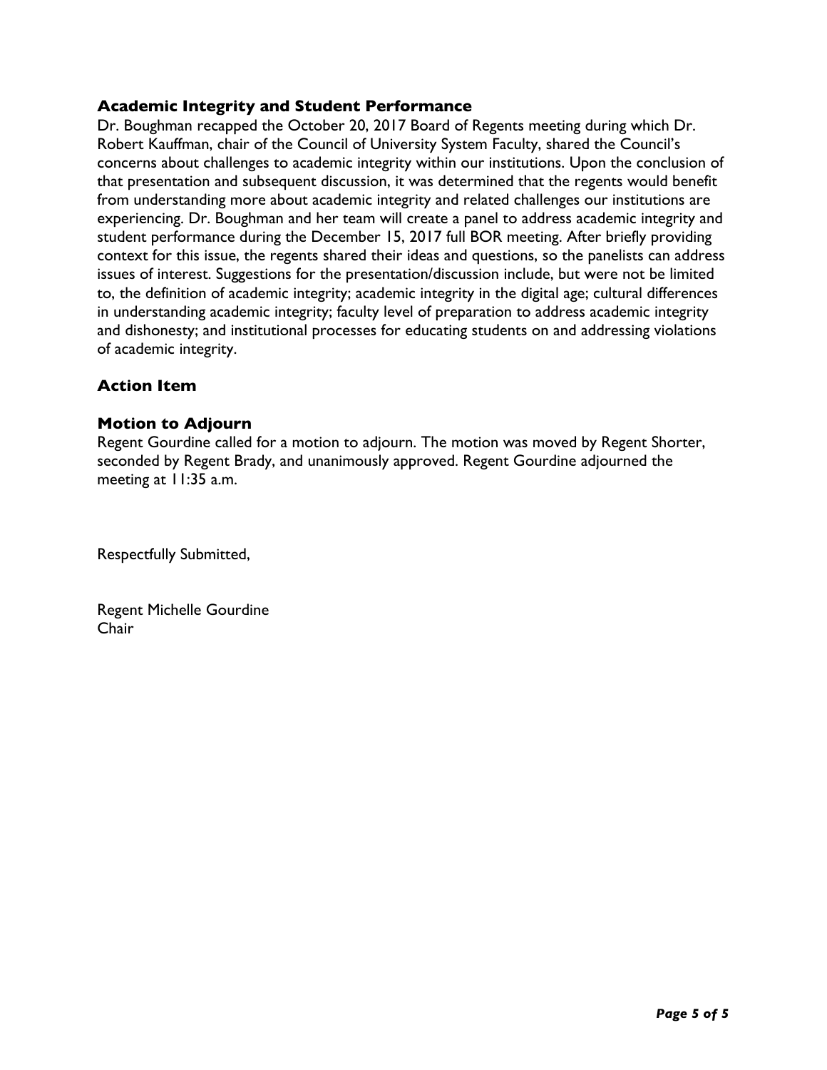### Academic Integrity and Student Performance

Dr. Boughman recapped the October 20, 2017 Board of Regents meeting during which Dr. Robert Kauffman, chair of the Council of University System Faculty, shared the Council's concerns about challenges to academic integrity within our institutions. Upon the conclusion of that presentation and subsequent discussion, it was determined that the regents would benefit from understanding more about academic integrity and related challenges our institutions are experiencing. Dr. Boughman and her team will create a panel to address academic integrity and student performance during the December 15, 2017 full BOR meeting. After briefly providing context for this issue, the regents shared their ideas and questions, so the panelists can address issues of interest. Suggestions for the presentation/discussion include, but were not be limited to, the definition of academic integrity; academic integrity in the digital age; cultural differences in understanding academic integrity; faculty level of preparation to address academic integrity and dishonesty; and institutional processes for educating students on and addressing violations of academic integrity.

### Action Item

### Motion to Adjourn

Regent Gourdine called for a motion to adjourn. The motion was moved by Regent Shorter, seconded by Regent Brady, and unanimously approved. Regent Gourdine adjourned the meeting at 11:35 a.m.

Respectfully Submitted,

Regent Michelle Gourdine
Chair